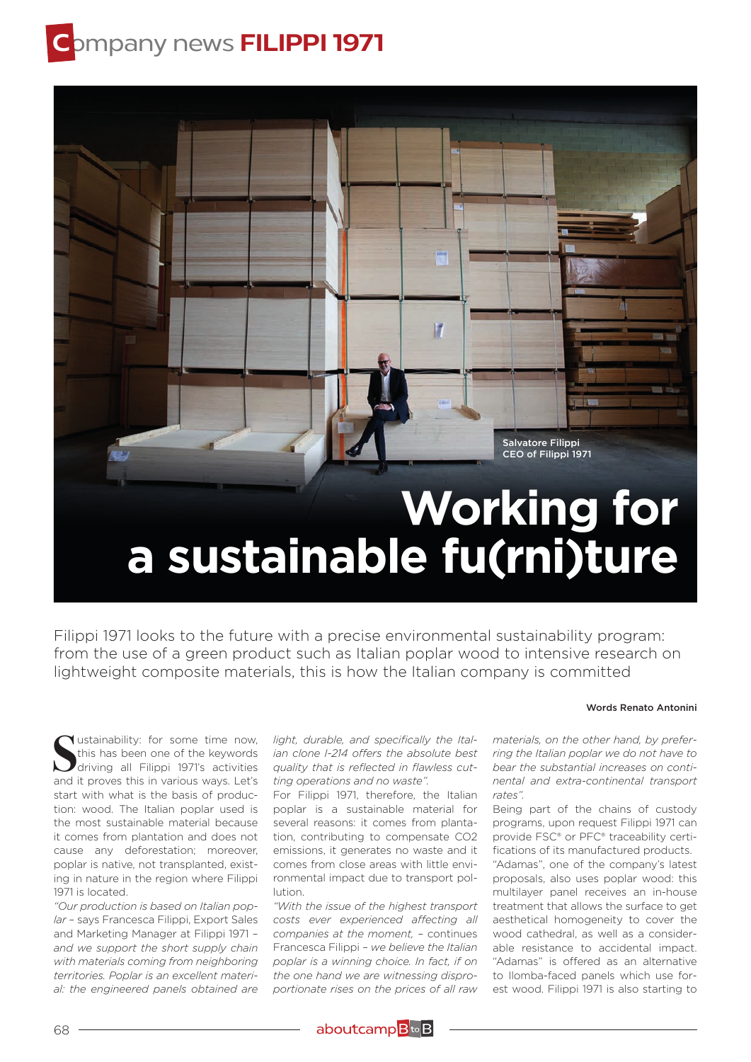# Company news FILIPPI 1971

Salvatore Filippi
CEO of Filippi 1971

# Working for a sustainable fu(rni)ture

Filippi 1971 looks to the future with a precise environmental sustainability program: from the use of a green product such as Italian poplar wood to intensive research on lightweight composite materials, this is how the Italian company is committed

Words Renato Antonini

Sustainability: for some time now, this has been one of the keywords driving all Filippi 1971's activities and it proves this in various ways. Let's start with what is the basis of production: wood. The Italian poplar used is the most sustainable material because it comes from plantation and does not cause any deforestation; moreover, poplar is native, not transplanted, existing in nature in the region where Filippi 1971 is located.

*"Our production is based on Italian poplar* – says Francesca Filippi, Export Sales and Marketing Manager at Filippi 1971 – *and we support the short supply chain with materials coming from neighboring territories. Poplar is an excellent material: the engineered panels obtained are light, durable, and specifically the Italian clone I-214 offers the absolute best quality that is reflected in flawless cutting operations and no waste".*

For Filippi 1971, therefore, the Italian poplar is a sustainable material for several reasons: it comes from plantation, contributing to compensate $CO_2$ emissions, it generates no waste and it comes from close areas with little environmental impact due to transport pollution.

*"With the issue of the highest transport costs ever experienced affecting all companies at the moment,* – continues Francesca Filippi – *we believe the Italian poplar is a winning choice. In fact, if on the one hand we are witnessing disproportionate rises on the prices of all raw materials, on the other hand, by preferring the Italian poplar we do not have to bear the substantial increases on continental and extra-continental transport rates".*

Being part of the chains of custody programs, upon request Filippi 1971 can provide FSC® or PFC® traceability certifications of its manufactured products.

"Adamas", one of the company's latest proposals, also uses poplar wood: this multilayer panel receives an in-house treatment that allows the surface to get aesthetical homogeneity to cover the wood cathedral, as well as a considerable resistance to accidental impact. "Adamas" is offered as an alternative to Ilomba-faced panels which use forest wood. Filippi 1971 is also starting to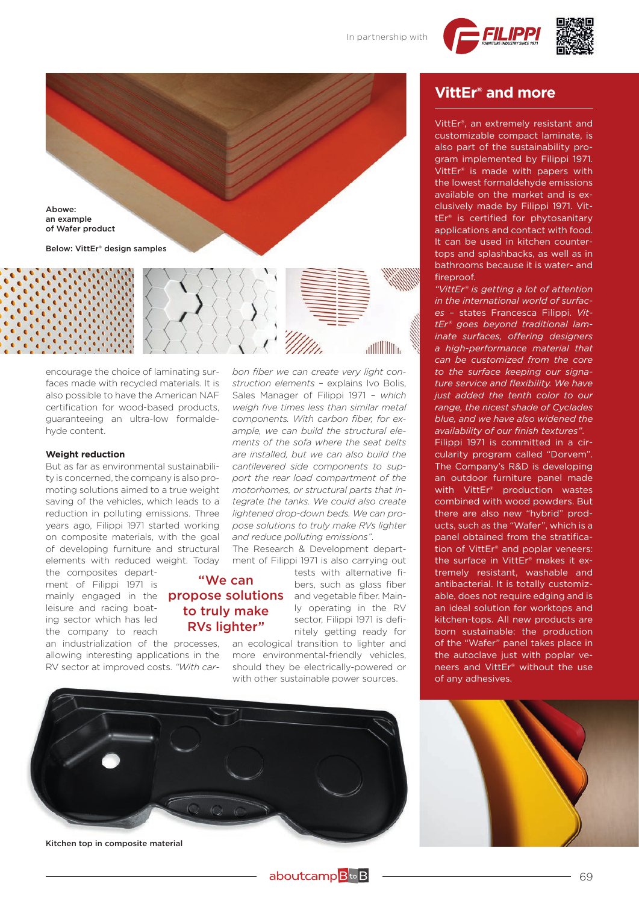Abowe:
an example
of Wafer product

Below: VittEr® design samples

encourage the choice of laminating surfaces made with recycled materials. It is also possible to have the American NAF certification for wood-based products, guaranteeing an ultra-low formaldehyde content.

### Weight reduction

But as far as environmental sustainability is concerned, the company is also promoting solutions aimed to a true weight saving of the vehicles, which leads to a reduction in polluting emissions. Three years ago, Filippi 1971 started working on composite materials, with the goal of developing furniture and structural elements with reduced weight. Today the composites department of Filippi 1971 is mainly engaged in the leisure and racing boating sector which has led the company to reach an industrialization of the processes, allowing interesting applications in the RV sector at improved costs. *"With carbon fiber we can create very light construction elements* – explains Ivo Bolis, Sales Manager of Filippi 1971 – *which weigh five times less than similar metal components. With carbon fiber, for example, we can build the structural elements of the sofa where the seat belts are installed, but we can also build the cantilevered side components to support the rear load compartment of the motorhomes, or structural parts that integrate the tanks. We could also create lightened drop-down beds. We can propose solutions to truly make RVs lighter and reduce polluting emissions".*

The Research & Development department of Filippi 1971 is also carrying out tests with alternative fibers, such as glass fiber and vegetable fiber. Mainly operating in the RV sector, Filippi 1971 is definitely getting ready for an ecological transition to lighter and more environmental-friendly vehicles, should they be electrically-powered or with other sustainable power sources.

**"We can propose solutions to truly make RVs lighter"**

Kitchen top in composite material

## VittEr® and more

VittEr®, an extremely resistant and customizable compact laminate, is also part of the sustainability program implemented by Filippi 1971. VittEr® is made with papers with the lowest formaldehyde emissions available on the market and is exclusively made by Filippi 1971. VittEr® is certified for phytosanitary applications and contact with food. It can be used in kitchen countertops and splashbacks, as well as in bathrooms because it is water- and fireproof.

*"VittEr® is getting a lot of attention in the international world of surfaces* – states Francesca Filippi. *VittEr® goes beyond traditional laminate surfaces, offering designers a high-performance material that can be customized from the core to the surface keeping our signature service and flexibility. We have just added the tenth color to our range, the nicest shade of Cyclades blue, and we have also widened the availability of our finish textures".*

Filippi 1971 is committed in a circularity program called "Dorvem". The Company's R&D is developing an outdoor furniture panel made with VittEr® production wastes combined with wood powders. But there are also new "hybrid" products, such as the "Wafer", which is a panel obtained from the stratification of VittEr® and poplar veneers: the surface in VittEr® makes it extremely resistant, washable and antibacterial. It is totally customizable, does not require edging and is an ideal solution for worktops and kitchen-tops. All new products are born sustainable: the production of the "Wafer" panel takes place in the autoclave just with poplar veneers and VittEr® without the use of any adhesives.